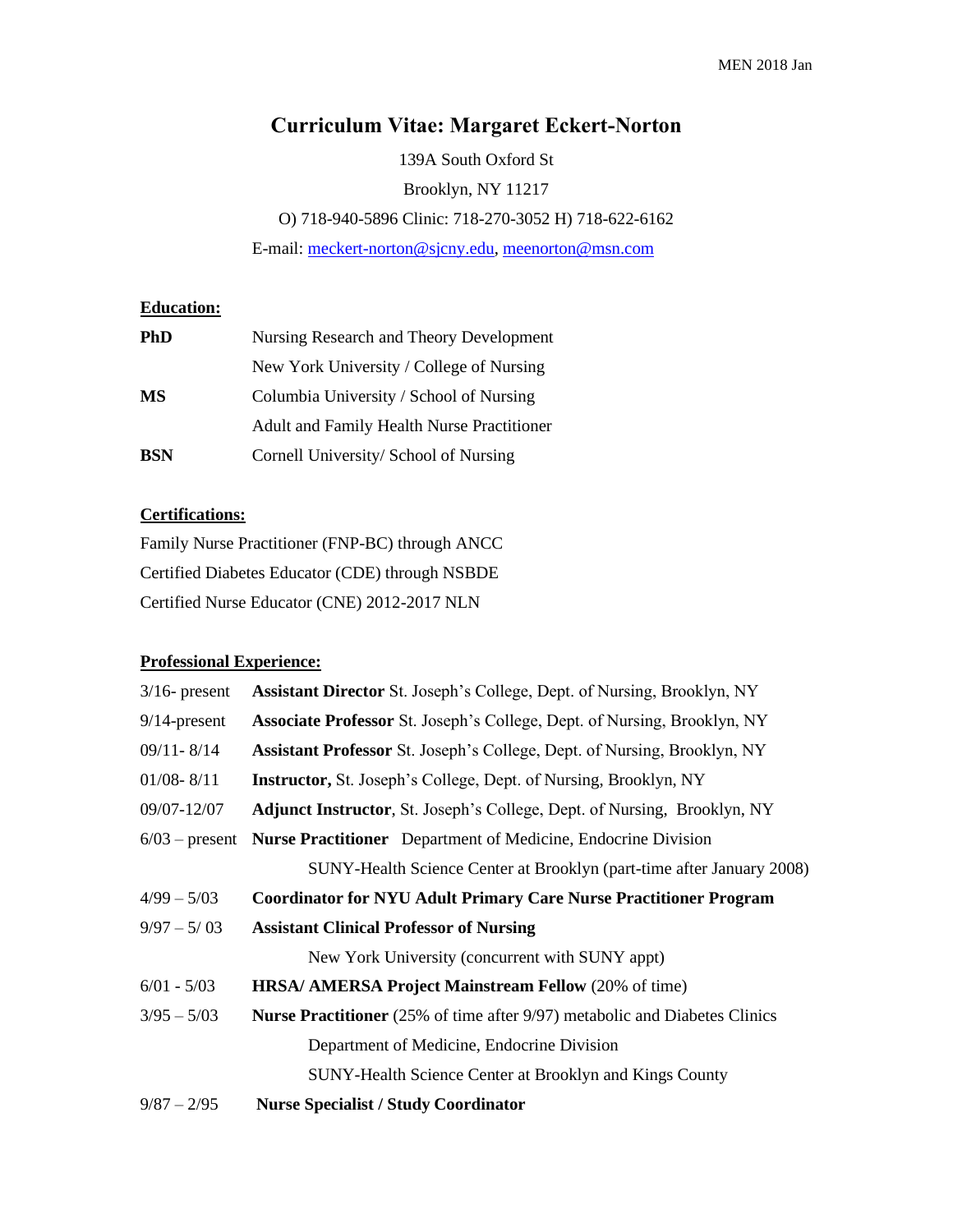# Curriculum Vitae: Margaret Eckert-Norton

139A South Oxford St

Brooklyn, NY 11217

O) 718-940-5896 Clinic: 718-270-3052 H) 718-622-6162

E-mail: meckert-norton@sjcny.edu, meenorton@msn.com

## Education:

| | |
|---|---|
| **PhD** | Nursing Research and Theory Development |
| | New York University / College of Nursing |
| **MS** | Columbia University / School of Nursing |
| | Adult and Family Health Nurse Practitioner |
| **BSN** | Cornell University/ School of Nursing |

## Certifications:

Family Nurse Practitioner (FNP-BC) through ANCC

Certified Diabetes Educator (CDE) through NSBDE

Certified Nurse Educator (CNE) 2012-2017 NLN

## Professional Experience:

| | |
|---|---|
| 3/16- present | **Assistant Director** St. Joseph's College, Dept. of Nursing, Brooklyn, NY |
| 9/14-present | **Associate Professor** St. Joseph's College, Dept. of Nursing, Brooklyn, NY |
| 09/11- 8/14 | **Assistant Professor** St. Joseph's College, Dept. of Nursing, Brooklyn, NY |
| 01/08- 8/11 | **Instructor,** St. Joseph's College, Dept. of Nursing, Brooklyn, NY |
| 09/07-12/07 | **Adjunct Instructor**, St. Joseph's College, Dept. of Nursing, Brooklyn, NY |
| 6/03 – present | **Nurse Practitioner** Department of Medicine, Endocrine Division |
| | SUNY-Health Science Center at Brooklyn (part-time after January 2008) |
| 4/99 – 5/03 | **Coordinator for NYU Adult Primary Care Nurse Practitioner Program** |
| 9/97 – 5/ 03 | **Assistant Clinical Professor of Nursing** |
| | New York University (concurrent with SUNY appt) |
| 6/01 - 5/03 | **HRSA/ AMERSA Project Mainstream Fellow** (20% of time) |
| 3/95 – 5/03 | **Nurse Practitioner** (25% of time after 9/97) metabolic and Diabetes Clinics |
| | Department of Medicine, Endocrine Division |
| | SUNY-Health Science Center at Brooklyn and Kings County |
| 9/87 – 2/95 | **Nurse Specialist / Study Coordinator** |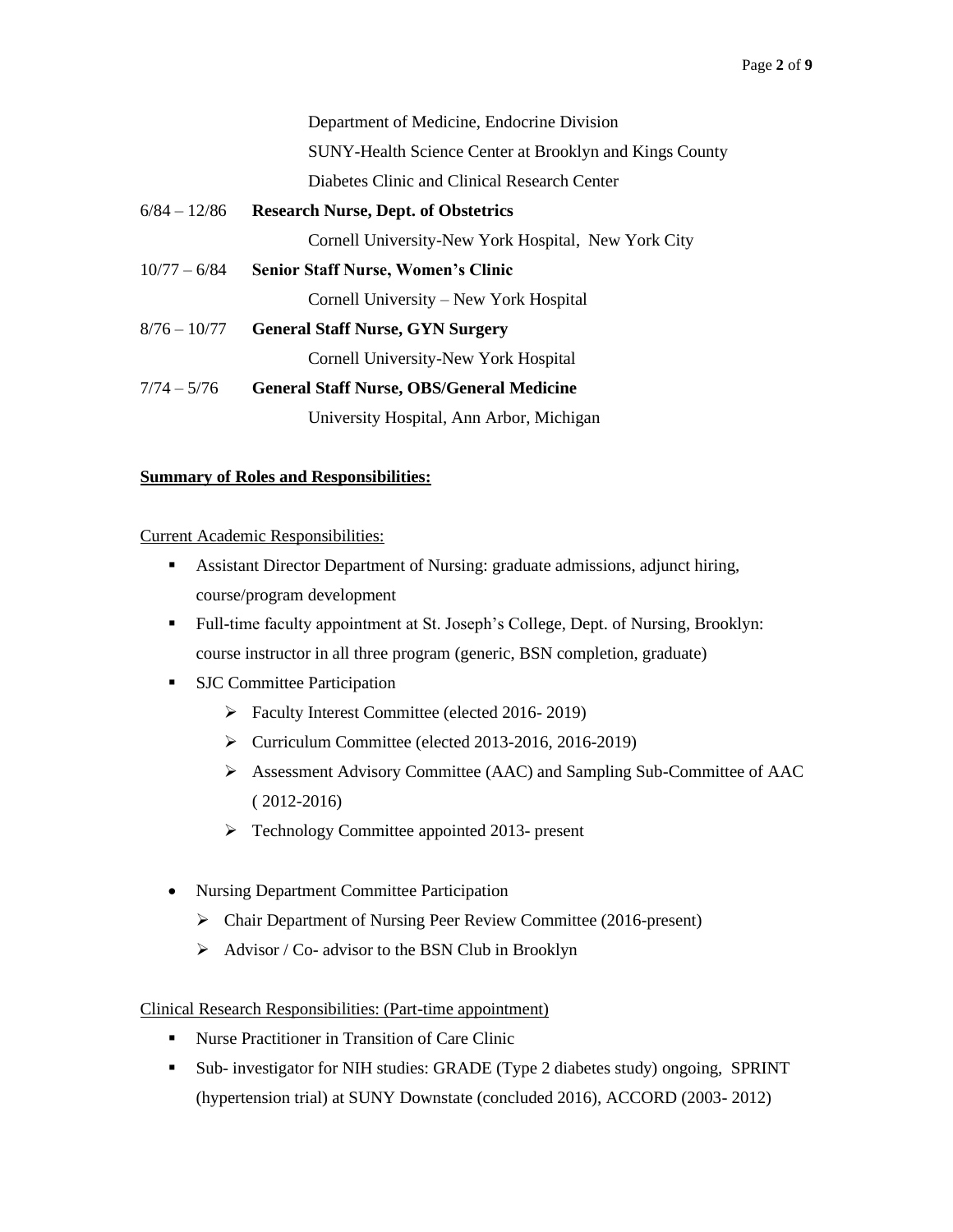Department of Medicine, Endocrine Division
SUNY-Health Science Center at Brooklyn and Kings County
Diabetes Clinic and Clinical Research Center

6/84 – 12/86 **Research Nurse, Dept. of Obstetrics**
Cornell University-New York Hospital, New York City

10/77 – 6/84 **Senior Staff Nurse, Women's Clinic**
Cornell University – New York Hospital

8/76 – 10/77 **General Staff Nurse, GYN Surgery**
Cornell University-New York Hospital

7/74 – 5/76 **General Staff Nurse, OBS/General Medicine**
University Hospital, Ann Arbor, Michigan

**Summary of Roles and Responsibilities:**

Current Academic Responsibilities:

- Assistant Director Department of Nursing: graduate admissions, adjunct hiring, course/program development
- Full-time faculty appointment at St. Joseph's College, Dept. of Nursing, Brooklyn: course instructor in all three program (generic, BSN completion, graduate)
- SJC Committee Participation
  - Faculty Interest Committee (elected 2016- 2019)
  - Curriculum Committee (elected 2013-2016, 2016-2019)
  - Assessment Advisory Committee (AAC) and Sampling Sub-Committee of AAC ( 2012-2016)
  - Technology Committee appointed 2013- present

- Nursing Department Committee Participation
  - Chair Department of Nursing Peer Review Committee (2016-present)
  - Advisor / Co- advisor to the BSN Club in Brooklyn

Clinical Research Responsibilities: (Part-time appointment)

- Nurse Practitioner in Transition of Care Clinic
- Sub- investigator for NIH studies: GRADE (Type 2 diabetes study) ongoing, SPRINT (hypertension trial) at SUNY Downstate (concluded 2016), ACCORD (2003- 2012)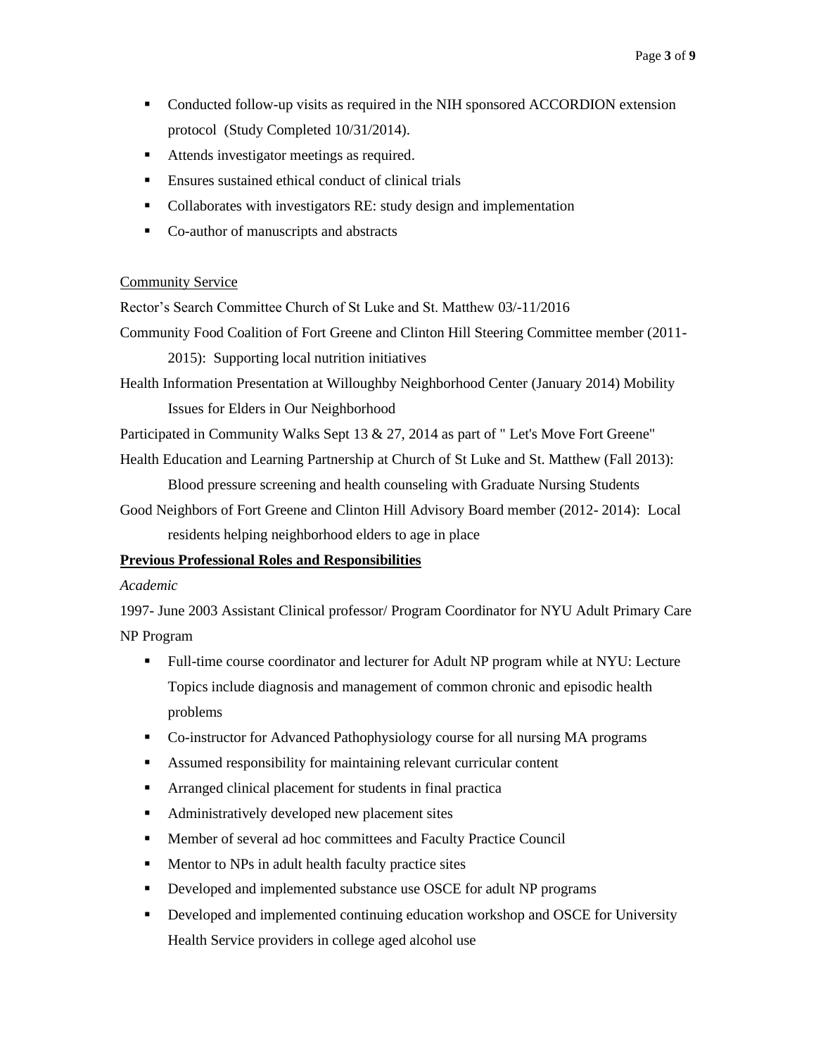- Conducted follow-up visits as required in the NIH sponsored ACCORDION extension protocol (Study Completed 10/31/2014).
- Attends investigator meetings as required.
- Ensures sustained ethical conduct of clinical trials
- Collaborates with investigators RE: study design and implementation
- Co-author of manuscripts and abstracts

Community Service

Rector's Search Committee Church of St Luke and St. Matthew 03/-11/2016

Community Food Coalition of Fort Greene and Clinton Hill Steering Committee member (2011-2015): Supporting local nutrition initiatives

Health Information Presentation at Willoughby Neighborhood Center (January 2014) Mobility Issues for Elders in Our Neighborhood

Participated in Community Walks Sept 13 & 27, 2014 as part of " Let's Move Fort Greene"

Health Education and Learning Partnership at Church of St Luke and St. Matthew (Fall 2013): Blood pressure screening and health counseling with Graduate Nursing Students

Good Neighbors of Fort Greene and Clinton Hill Advisory Board member (2012- 2014): Local residents helping neighborhood elders to age in place

**Previous Professional Roles and Responsibilities**

*Academic*

1997- June 2003 Assistant Clinical professor/ Program Coordinator for NYU Adult Primary Care NP Program

- Full-time course coordinator and lecturer for Adult NP program while at NYU: Lecture Topics include diagnosis and management of common chronic and episodic health problems
- Co-instructor for Advanced Pathophysiology course for all nursing MA programs
- Assumed responsibility for maintaining relevant curricular content
- Arranged clinical placement for students in final practica
- Administratively developed new placement sites
- Member of several ad hoc committees and Faculty Practice Council
- Mentor to NPs in adult health faculty practice sites
- Developed and implemented substance use OSCE for adult NP programs
- Developed and implemented continuing education workshop and OSCE for University Health Service providers in college aged alcohol use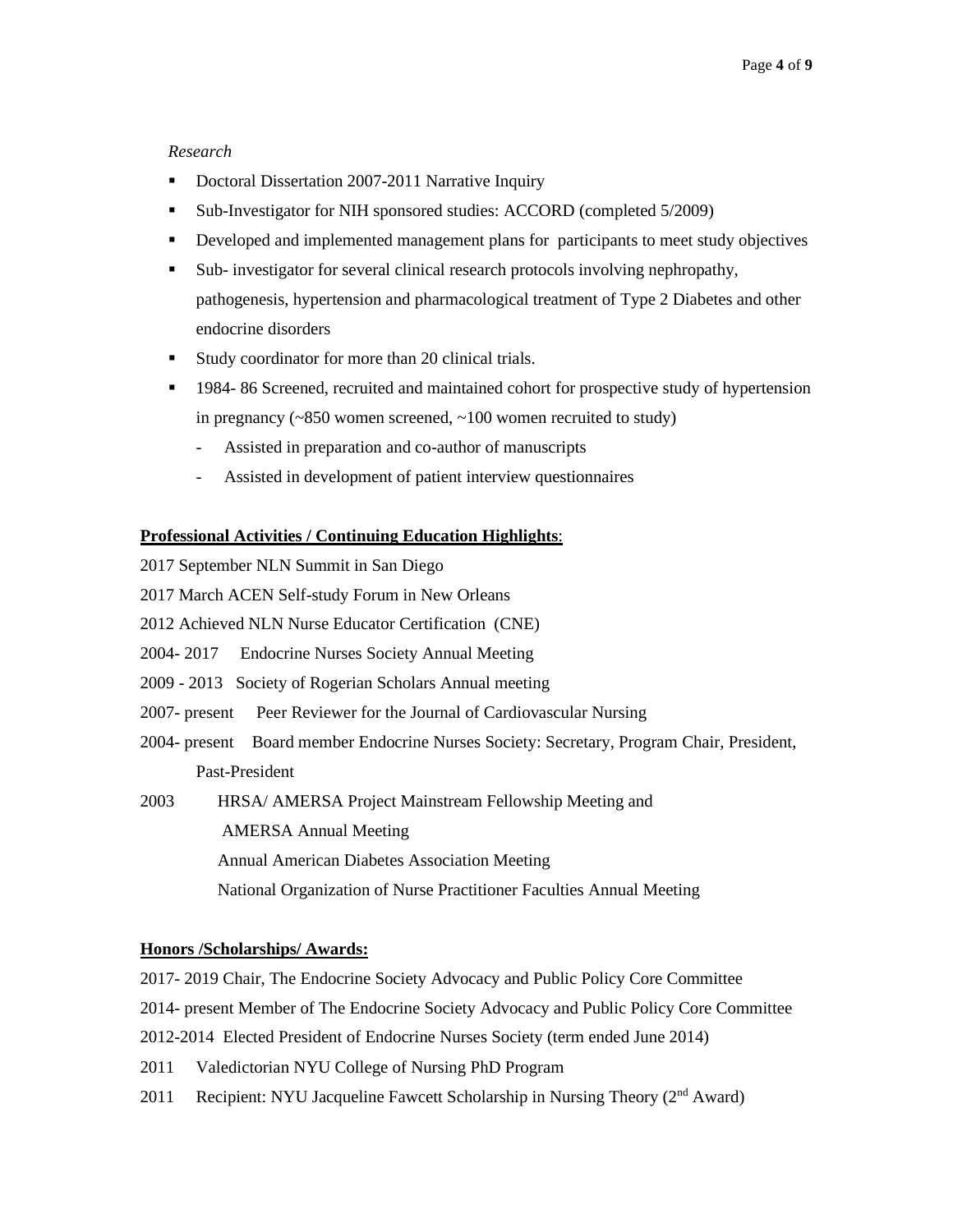*Research*

- Doctoral Dissertation 2007-2011 Narrative Inquiry
- Sub-Investigator for NIH sponsored studies: ACCORD (completed 5/2009)
- Developed and implemented management plans for participants to meet study objectives
- Sub- investigator for several clinical research protocols involving nephropathy, pathogenesis, hypertension and pharmacological treatment of Type 2 Diabetes and other endocrine disorders
- Study coordinator for more than 20 clinical trials.
- 1984- 86 Screened, recruited and maintained cohort for prospective study of hypertension in pregnancy (~850 women screened, ~100 women recruited to study)
  - Assisted in preparation and co-author of manuscripts
  - Assisted in development of patient interview questionnaires

**Professional Activities / Continuing Education Highlights**:

2017 September NLN Summit in San Diego

2017 March ACEN Self-study Forum in New Orleans

2012 Achieved NLN Nurse Educator Certification (CNE)

2004- 2017 Endocrine Nurses Society Annual Meeting

2009 - 2013 Society of Rogerian Scholars Annual meeting

2007- present Peer Reviewer for the Journal of Cardiovascular Nursing

2004- present Board member Endocrine Nurses Society: Secretary, Program Chair, President, Past-President

2003 HRSA/ AMERSA Project Mainstream Fellowship Meeting and AMERSA Annual Meeting

Annual American Diabetes Association Meeting

National Organization of Nurse Practitioner Faculties Annual Meeting

**Honors /Scholarships/ Awards:**

2017- 2019 Chair, The Endocrine Society Advocacy and Public Policy Core Committee

2014- present Member of The Endocrine Society Advocacy and Public Policy Core Committee

2012-2014 Elected President of Endocrine Nurses Society (term ended June 2014)

2011 Valedictorian NYU College of Nursing PhD Program

2011 Recipient: NYU Jacqueline Fawcett Scholarship in Nursing Theory (2nd Award)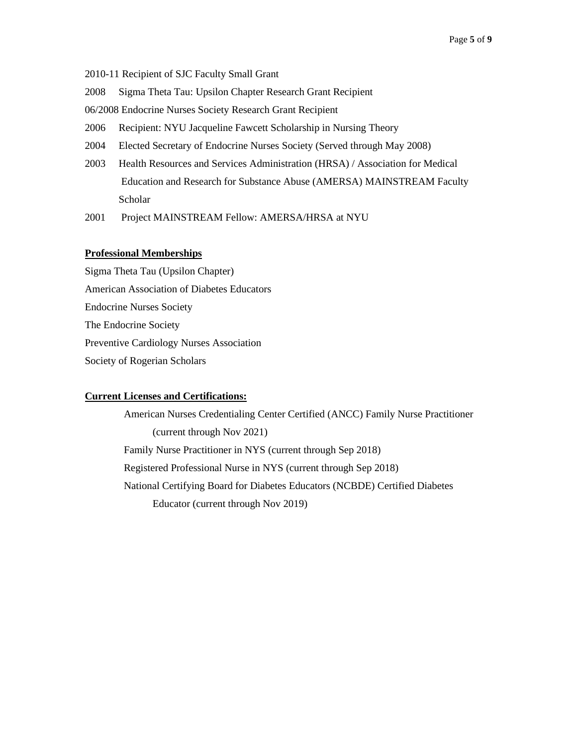2010-11 Recipient of SJC Faculty Small Grant

2008 Sigma Theta Tau: Upsilon Chapter Research Grant Recipient

06/2008 Endocrine Nurses Society Research Grant Recipient

2006 Recipient: NYU Jacqueline Fawcett Scholarship in Nursing Theory

2004 Elected Secretary of Endocrine Nurses Society (Served through May 2008)

2003 Health Resources and Services Administration (HRSA) / Association for Medical Education and Research for Substance Abuse (AMERSA) MAINSTREAM Faculty Scholar

2001 Project MAINSTREAM Fellow: AMERSA/HRSA at NYU

**Professional Memberships**

Sigma Theta Tau (Upsilon Chapter)

American Association of Diabetes Educators

Endocrine Nurses Society

The Endocrine Society

Preventive Cardiology Nurses Association

Society of Rogerian Scholars

**Current Licenses and Certifications:**

American Nurses Credentialing Center Certified (ANCC) Family Nurse Practitioner (current through Nov 2021)

Family Nurse Practitioner in NYS (current through Sep 2018)

Registered Professional Nurse in NYS (current through Sep 2018)

National Certifying Board for Diabetes Educators (NCBDE) Certified Diabetes Educator (current through Nov 2019)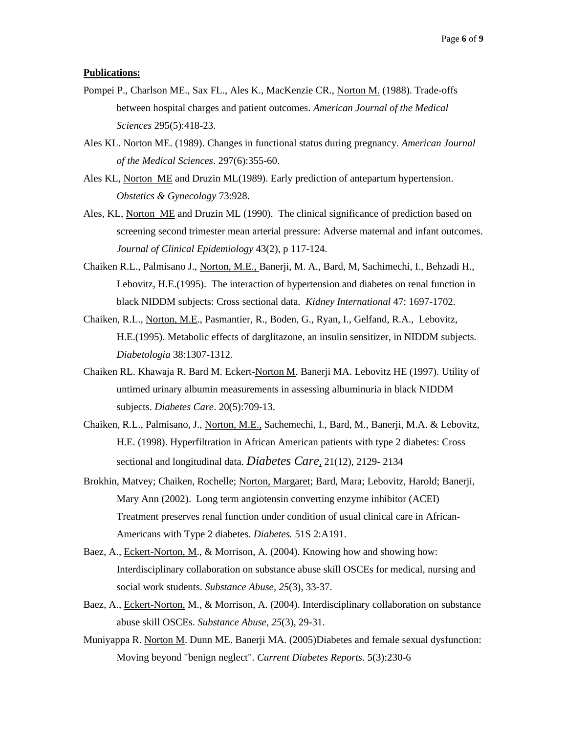**Publications:**

Pompei P., Charlson ME., Sax FL., Ales K., MacKenzie CR., Norton M. (1988). Trade-offs between hospital charges and patient outcomes. *American Journal of the Medical Sciences* 295(5):418-23.

Ales KL. Norton ME. (1989). Changes in functional status during pregnancy. *American Journal of the Medical Sciences*. 297(6):355-60.

Ales KL, Norton ME and Druzin ML(1989). Early prediction of antepartum hypertension. *Obstetics & Gynecology* 73:928.

Ales, KL, Norton ME and Druzin ML (1990). The clinical significance of prediction based on screening second trimester mean arterial pressure: Adverse maternal and infant outcomes. *Journal of Clinical Epidemiology* 43(2), p 117-124.

Chaiken R.L., Palmisano J., Norton, M.E., Banerji, M. A., Bard, M, Sachimechi, I., Behzadi H., Lebovitz, H.E.(1995). The interaction of hypertension and diabetes on renal function in black NIDDM subjects: Cross sectional data. *Kidney International* 47: 1697-1702.

Chaiken, R.L., Norton, M.E., Pasmantier, R., Boden, G., Ryan, I., Gelfand, R.A., Lebovitz, H.E.(1995). Metabolic effects of darglitazone, an insulin sensitizer, in NIDDM subjects. *Diabetologia* 38:1307-1312.

Chaiken RL. Khawaja R. Bard M. Eckert-Norton M. Banerji MA. Lebovitz HE (1997). Utility of untimed urinary albumin measurements in assessing albuminuria in black NIDDM subjects. *Diabetes Care*. 20(5):709-13.

Chaiken, R.L., Palmisano, J., Norton, M.E., Sachemechi, I., Bard, M., Banerji, M.A. & Lebovitz, H.E. (1998). Hyperfiltration in African American patients with type 2 diabetes: Cross sectional and longitudinal data. *Diabetes Care*, 21(12), 2129- 2134

Brokhin, Matvey; Chaiken, Rochelle; Norton, Margaret; Bard, Mara; Lebovitz, Harold; Banerji, Mary Ann (2002). Long term angiotensin converting enzyme inhibitor (ACEI) Treatment preserves renal function under condition of usual clinical care in African-Americans with Type 2 diabetes. *Diabetes.* 51S 2:A191.

Baez, A., Eckert-Norton, M., & Morrison, A. (2004). Knowing how and showing how: Interdisciplinary collaboration on substance abuse skill OSCEs for medical, nursing and social work students. *Substance Abuse*, *25*(3), 33-37.

Baez, A., Eckert-Norton, M., & Morrison, A. (2004). Interdisciplinary collaboration on substance abuse skill OSCEs. *Substance Abuse*, *25*(3), 29-31.

Muniyappa R. Norton M. Dunn ME. Banerji MA. (2005)Diabetes and female sexual dysfunction: Moving beyond "benign neglect". *Current Diabetes Reports*. 5(3):230-6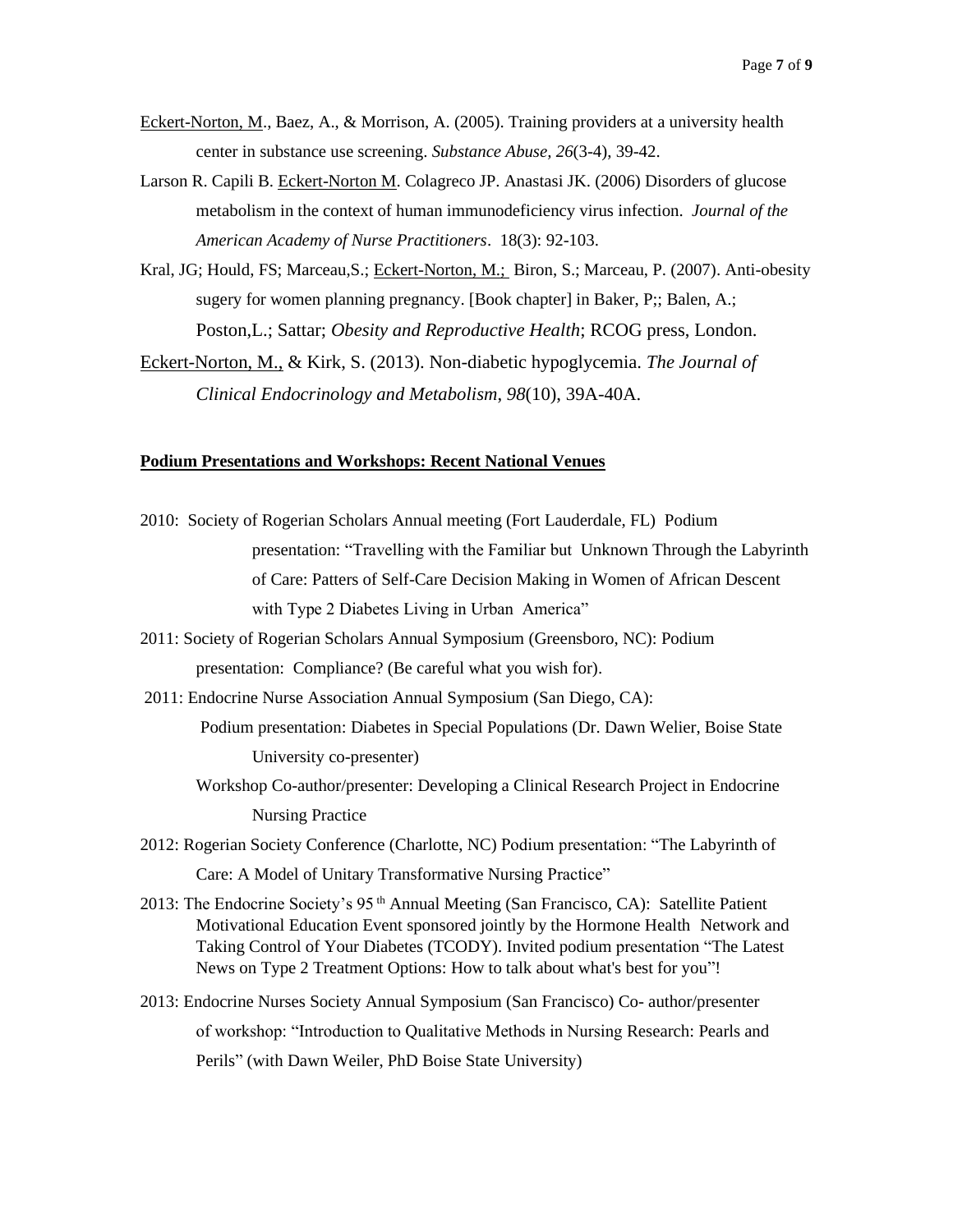<u>Eckert-Norton, M</u>., Baez, A., & Morrison, A. (2005). Training providers at a university health center in substance use screening. *Substance Abuse*, *26*(3-4), 39-42.

Larson R. Capili B. <u>Eckert-Norton M</u>. Colagreco JP. Anastasi JK. (2006) Disorders of glucose metabolism in the context of human immunodeficiency virus infection. *Journal of the American Academy of Nurse Practitioners*. 18(3): 92-103.

Kral, JG; Hould, FS; Marceau,S.; <u>Eckert-Norton, M.;</u> Biron, S.; Marceau, P. (2007). Anti-obesity sugery for women planning pregnancy. [Book chapter] in Baker, P;; Balen, A.; Poston,L.; Sattar; *Obesity and Reproductive Health*; RCOG press, London.

<u>Eckert-Norton, M.,</u> & Kirk, S. (2013). Non-diabetic hypoglycemia. *The Journal of Clinical Endocrinology and Metabolism*, *98*(10), 39A-40A.

**<u>Podium Presentations and Workshops: Recent National Venues</u>**

2010: Society of Rogerian Scholars Annual meeting (Fort Lauderdale, FL) Podium presentation: "Travelling with the Familiar but Unknown Through the Labyrinth of Care: Patterns of Self-Care Decision Making in Women of African Descent with Type 2 Diabetes Living in Urban America"

2011: Society of Rogerian Scholars Annual Symposium (Greensboro, NC): Podium presentation: Compliance? (Be careful what you wish for).

2011: Endocrine Nurse Association Annual Symposium (San Diego, CA):

Podium presentation: Diabetes in Special Populations (Dr. Dawn Welier, Boise State University co-presenter)

Workshop Co-author/presenter: Developing a Clinical Research Project in Endocrine Nursing Practice

2012: Rogerian Society Conference (Charlotte, NC) Podium presentation: "The Labyrinth of Care: A Model of Unitary Transformative Nursing Practice"

2013: The Endocrine Society's 95 th Annual Meeting (San Francisco, CA): Satellite Patient Motivational Education Event sponsored jointly by the Hormone Health Network and Taking Control of Your Diabetes (TCODY). Invited podium presentation "The Latest News on Type 2 Treatment Options: How to talk about what's best for you"!

2013: Endocrine Nurses Society Annual Symposium (San Francisco) Co- author/presenter of workshop: "Introduction to Qualitative Methods in Nursing Research: Pearls and Perils" (with Dawn Weiler, PhD Boise State University)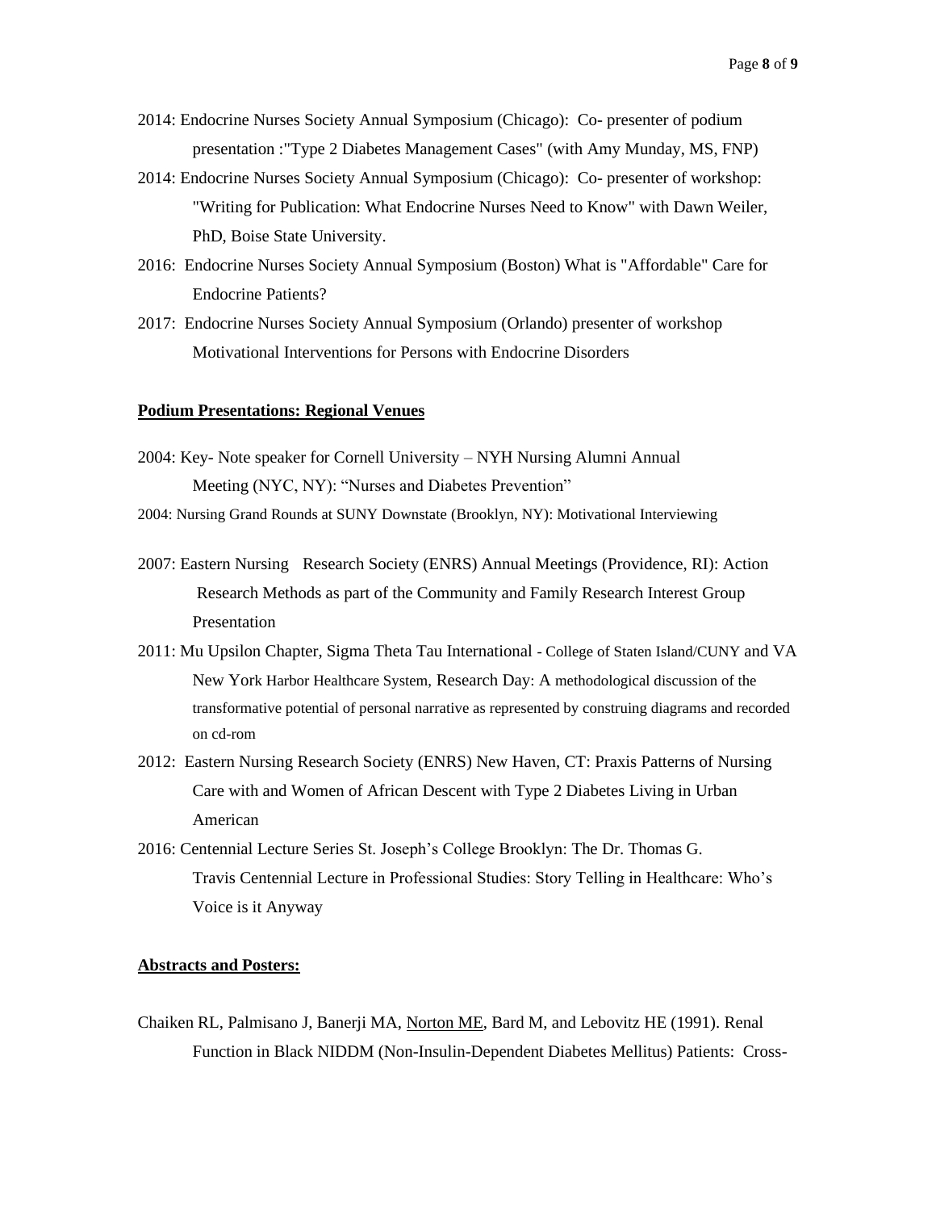2014: Endocrine Nurses Society Annual Symposium (Chicago): Co- presenter of podium presentation :"Type 2 Diabetes Management Cases" (with Amy Munday, MS, FNP)

2014: Endocrine Nurses Society Annual Symposium (Chicago): Co- presenter of workshop: "Writing for Publication: What Endocrine Nurses Need to Know" with Dawn Weiler, PhD, Boise State University.

2016: Endocrine Nurses Society Annual Symposium (Boston) What is "Affordable" Care for Endocrine Patients?

2017: Endocrine Nurses Society Annual Symposium (Orlando) presenter of workshop Motivational Interventions for Persons with Endocrine Disorders

**Podium Presentations: Regional Venues**

2004: Key- Note speaker for Cornell University – NYH Nursing Alumni Annual Meeting (NYC, NY): "Nurses and Diabetes Prevention"

2004: Nursing Grand Rounds at SUNY Downstate (Brooklyn, NY): Motivational Interviewing

2007: Eastern Nursing Research Society (ENRS) Annual Meetings (Providence, RI): Action Research Methods as part of the Community and Family Research Interest Group Presentation

2011: Mu Upsilon Chapter, Sigma Theta Tau International - College of Staten Island/CUNY and VA New York Harbor Healthcare System, Research Day: A methodological discussion of the transformative potential of personal narrative as represented by construing diagrams and recorded on cd-rom

2012: Eastern Nursing Research Society (ENRS) New Haven, CT: Praxis Patterns of Nursing Care with and Women of African Descent with Type 2 Diabetes Living in Urban American

2016: Centennial Lecture Series St. Joseph's College Brooklyn: The Dr. Thomas G. Travis Centennial Lecture in Professional Studies: Story Telling in Healthcare: Who's Voice is it Anyway

**Abstracts and Posters:**

Chaiken RL, Palmisano J, Banerji MA, Norton ME, Bard M, and Lebovitz HE (1991). Renal Function in Black NIDDM (Non-Insulin-Dependent Diabetes Mellitus) Patients: Cross-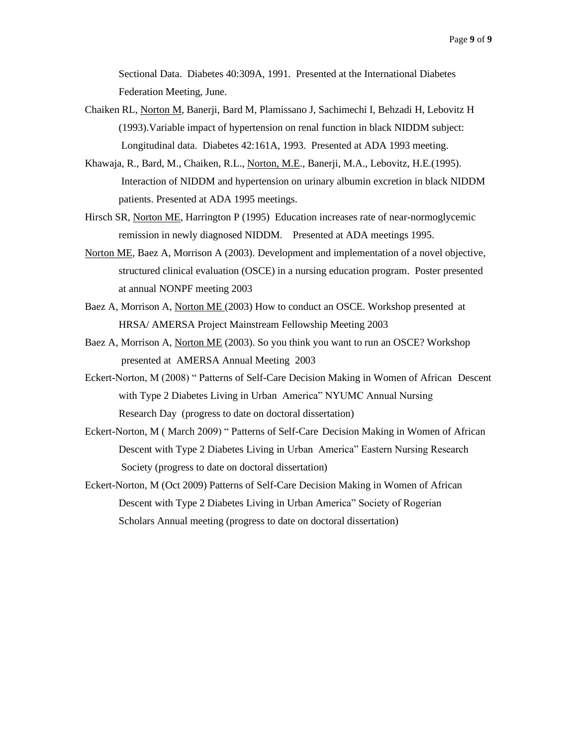Sectional Data. Diabetes 40:309A, 1991. Presented at the International Diabetes Federation Meeting, June.

Chaiken RL, <u>Norton M</u>, Banerji, Bard M, Plamissano J, Sachimechi I, Behzadi H, Lebovitz H (1993).Variable impact of hypertension on renal function in black NIDDM subject: Longitudinal data. Diabetes 42:161A, 1993. Presented at ADA 1993 meeting.

Khawaja, R., Bard, M., Chaiken, R.L., <u>Norton, M.E</u>., Banerji, M.A., Lebovitz, H.E.(1995). Interaction of NIDDM and hypertension on urinary albumin excretion in black NIDDM patients. Presented at ADA 1995 meetings.

Hirsch SR, <u>Norton ME</u>, Harrington P (1995) Education increases rate of near-normoglycemic remission in newly diagnosed NIDDM. Presented at ADA meetings 1995.

<u>Norton ME</u>, Baez A, Morrison A (2003). Development and implementation of a novel objective, structured clinical evaluation (OSCE) in a nursing education program. Poster presented at annual NONPF meeting 2003

Baez A, Morrison A, <u>Norton ME</u> (2003) How to conduct an OSCE. Workshop presented at HRSA/ AMERSA Project Mainstream Fellowship Meeting 2003

Baez A, Morrison A, <u>Norton ME</u> (2003). So you think you want to run an OSCE? Workshop presented at AMERSA Annual Meeting 2003

Eckert-Norton, M (2008) " Patterns of Self-Care Decision Making in Women of African Descent with Type 2 Diabetes Living in Urban America" NYUMC Annual Nursing Research Day (progress to date on doctoral dissertation)

Eckert-Norton, M ( March 2009) " Patterns of Self-Care Decision Making in Women of African Descent with Type 2 Diabetes Living in Urban America" Eastern Nursing Research Society (progress to date on doctoral dissertation)

Eckert-Norton, M (Oct 2009) Patterns of Self-Care Decision Making in Women of African Descent with Type 2 Diabetes Living in Urban America" Society of Rogerian Scholars Annual meeting (progress to date on doctoral dissertation)